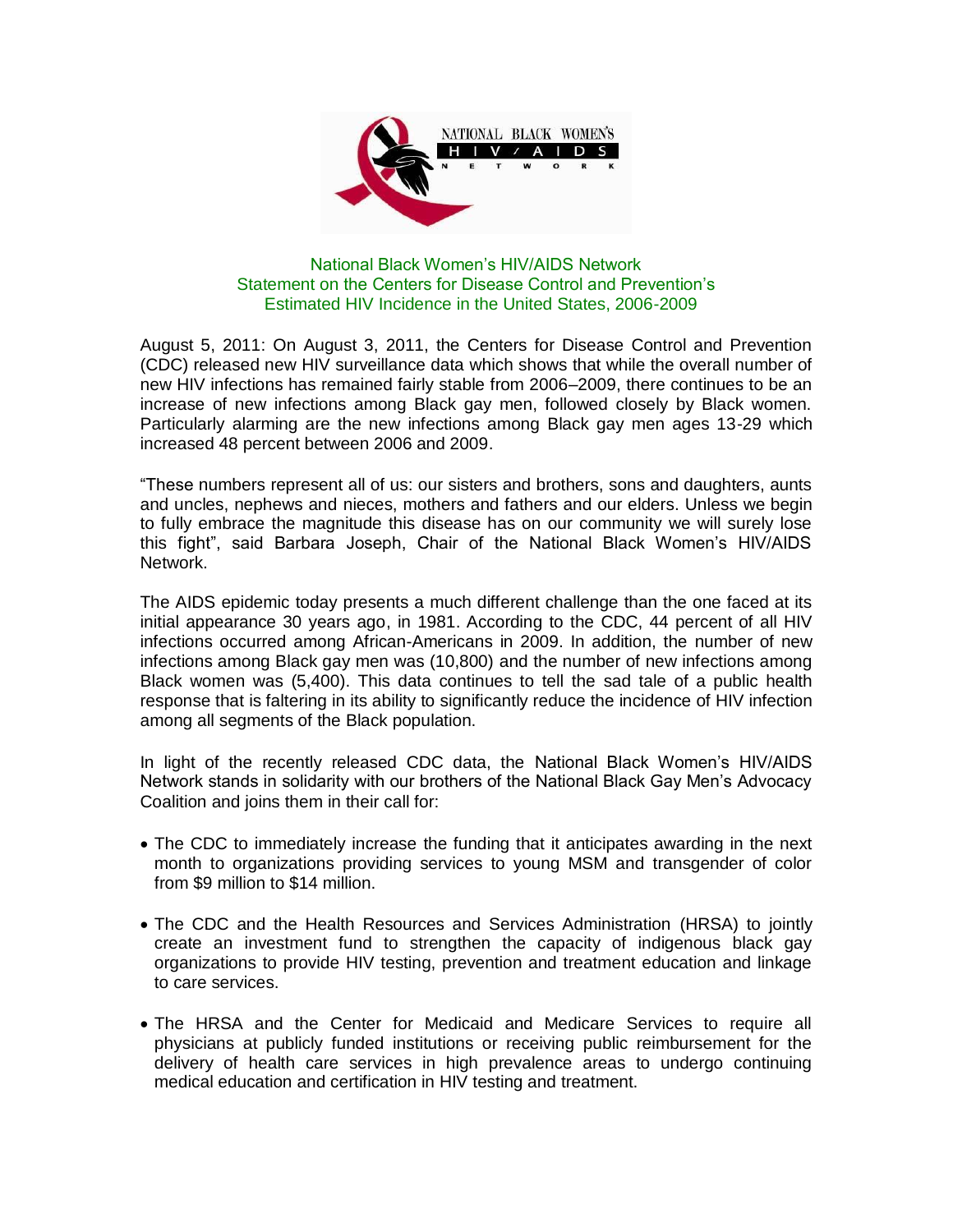NATIONAL BLACK WOMEN'S HIV/AIDS NETWORK

## National Black Women's HIV/AIDS Network
## Statement on the Centers for Disease Control and Prevention's Estimated HIV Incidence in the United States, 2006-2009

August 5, 2011: On August 3, 2011, the Centers for Disease Control and Prevention (CDC) released new HIV surveillance data which shows that while the overall number of new HIV infections has remained fairly stable from 2006–2009, there continues to be an increase of new infections among Black gay men, followed closely by Black women. Particularly alarming are the new infections among Black gay men ages 13-29 which increased 48 percent between 2006 and 2009.

"These numbers represent all of us: our sisters and brothers, sons and daughters, aunts and uncles, nephews and nieces, mothers and fathers and our elders. Unless we begin to fully embrace the magnitude this disease has on our community we will surely lose this fight", said Barbara Joseph, Chair of the National Black Women's HIV/AIDS Network.

The AIDS epidemic today presents a much different challenge than the one faced at its initial appearance 30 years ago, in 1981. According to the CDC, 44 percent of all HIV infections occurred among African-Americans in 2009. In addition, the number of new infections among Black gay men was (10,800) and the number of new infections among Black women was (5,400). This data continues to tell the sad tale of a public health response that is faltering in its ability to significantly reduce the incidence of HIV infection among all segments of the Black population.

In light of the recently released CDC data, the National Black Women's HIV/AIDS Network stands in solidarity with our brothers of the National Black Gay Men's Advocacy Coalition and joins them in their call for:

- The CDC to immediately increase the funding that it anticipates awarding in the next month to organizations providing services to young MSM and transgender of color from $9 million to $14 million.
- The CDC and the Health Resources and Services Administration (HRSA) to jointly create an investment fund to strengthen the capacity of indigenous black gay organizations to provide HIV testing, prevention and treatment education and linkage to care services.
- The HRSA and the Center for Medicaid and Medicare Services to require all physicians at publicly funded institutions or receiving public reimbursement for the delivery of health care services in high prevalence areas to undergo continuing medical education and certification in HIV testing and treatment.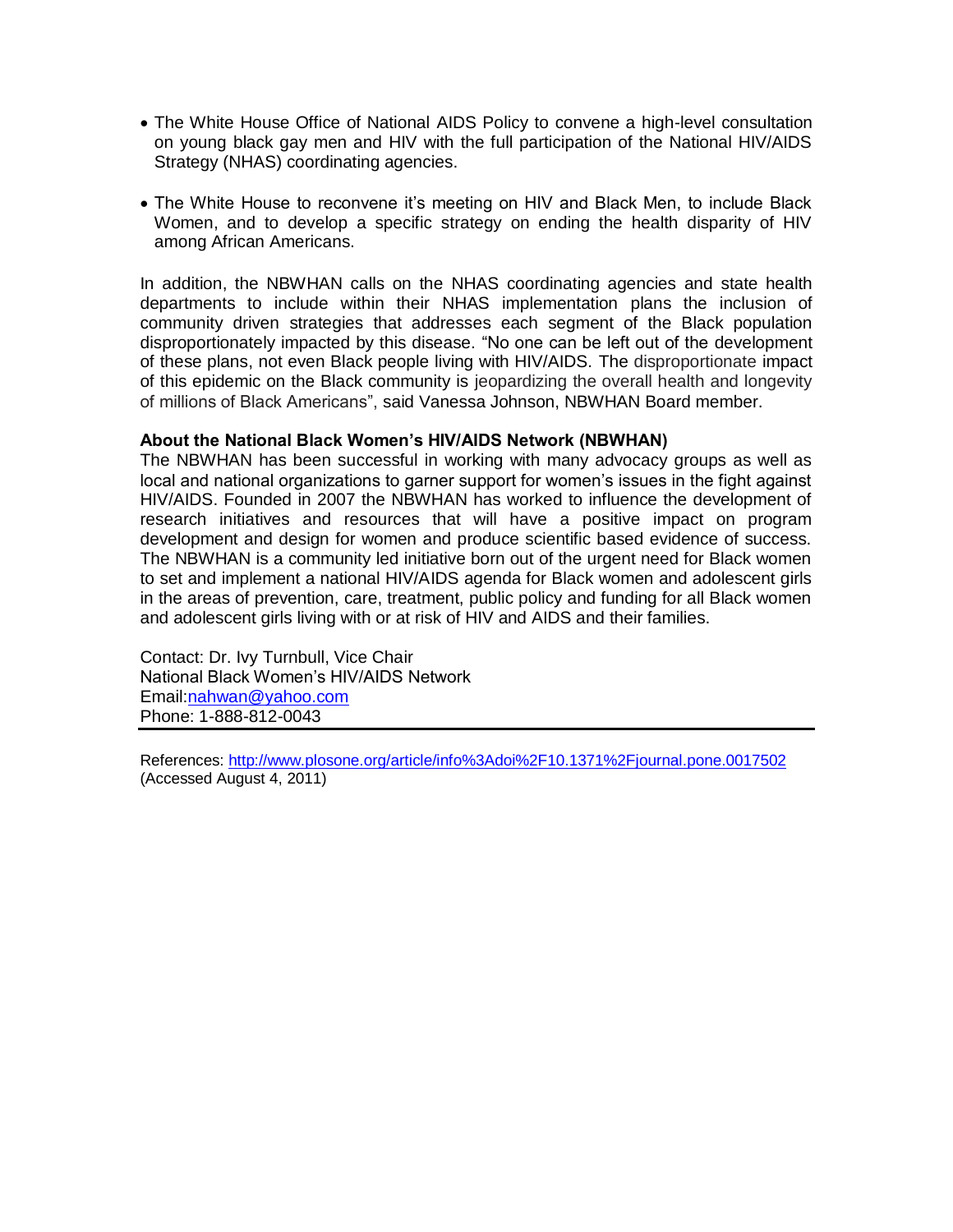- The White House Office of National AIDS Policy to convene a high-level consultation on young black gay men and HIV with the full participation of the National HIV/AIDS Strategy (NHAS) coordinating agencies.

- The White House to reconvene it's meeting on HIV and Black Men, to include Black Women, and to develop a specific strategy on ending the health disparity of HIV among African Americans.

In addition, the NBWHAN calls on the NHAS coordinating agencies and state health departments to include within their NHAS implementation plans the inclusion of community driven strategies that addresses each segment of the Black population disproportionately impacted by this disease. "No one can be left out of the development of these plans, not even Black people living with HIV/AIDS. The disproportionate impact of this epidemic on the Black community is jeopardizing the overall health and longevity of millions of Black Americans", said Vanessa Johnson, NBWHAN Board member.

**About the National Black Women's HIV/AIDS Network (NBWHAN)**

The NBWHAN has been successful in working with many advocacy groups as well as local and national organizations to garner support for women's issues in the fight against HIV/AIDS. Founded in 2007 the NBWHAN has worked to influence the development of research initiatives and resources that will have a positive impact on program development and design for women and produce scientific based evidence of success. The NBWHAN is a community led initiative born out of the urgent need for Black women to set and implement a national HIV/AIDS agenda for Black women and adolescent girls in the areas of prevention, care, treatment, public policy and funding for all Black women and adolescent girls living with or at risk of HIV and AIDS and their families.

Contact: Dr. Ivy Turnbull, Vice Chair
National Black Women's HIV/AIDS Network
Email:nahwan@yahoo.com
Phone: 1-888-812-0043

---

References: http://www.plosone.org/article/info%3Adoi%2F10.1371%2Fjournal.pone.0017502
(Accessed August 4, 2011)